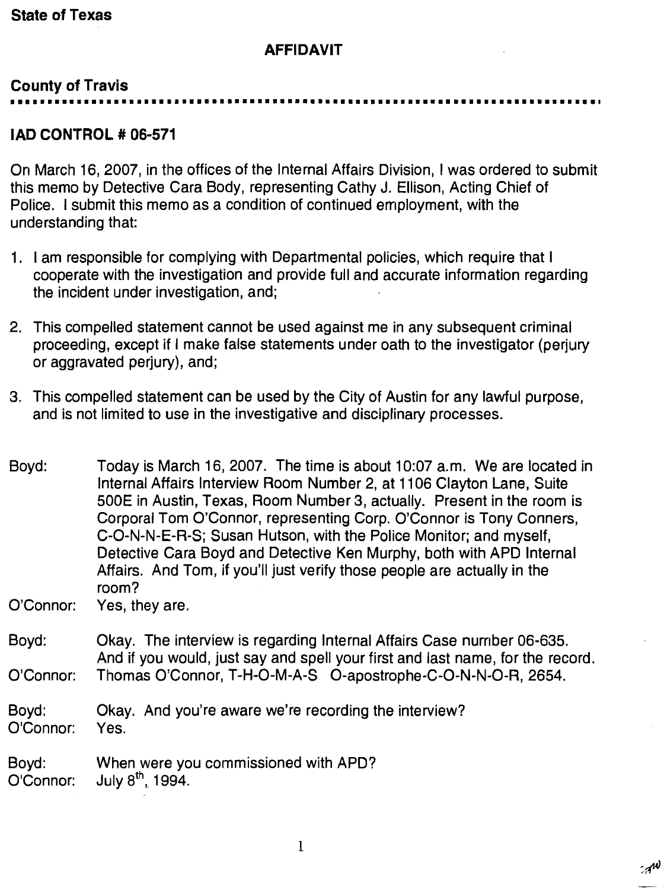**State of Texas**

**AFFIDAVIT**

**County of Travis**

---

**IAD CONTROL # 06-571**

On March 16, 2007, in the offices of the Internal Affairs Division, I was ordered to submit this memo by Detective Cara Body, representing Cathy J. Ellison, Acting Chief of Police. I submit this memo as a condition of continued employment, with the understanding that:

1. I am responsible for complying with Departmental policies, which require that I cooperate with the investigation and provide full and accurate information regarding the incident under investigation, and;

2. This compelled statement cannot be used against me in any subsequent criminal proceeding, except if I make false statements under oath to the investigator (perjury or aggravated perjury), and;

3. This compelled statement can be used by the City of Austin for any lawful purpose, and is not limited to use in the investigative and disciplinary processes.

Boyd: Today is March 16, 2007. The time is about 10:07 a.m. We are located in Internal Affairs Interview Room Number 2, at 1106 Clayton Lane, Suite 500E in Austin, Texas, Room Number 3, actually. Present in the room is Corporal Tom O'Connor, representing Corp. O'Connor is Tony Conners, C-O-N-N-E-R-S; Susan Hutson, with the Police Monitor; and myself, Detective Cara Boyd and Detective Ken Murphy, both with APD Internal Affairs. And Tom, if you'll just verify those people are actually in the room?

O'Connor: Yes, they are.

Boyd: Okay. The interview is regarding Internal Affairs Case number 06-635. And if you would, just say and spell your first and last name, for the record.

O'Connor: Thomas O'Connor, T-H-O-M-A-S O-apostrophe-C-O-N-N-O-R, 2654.

Boyd: Okay. And you're aware we're recording the interview?

O'Connor: Yes.

Boyd: When were you commissioned with APD?

O'Connor: July 8th, 1994.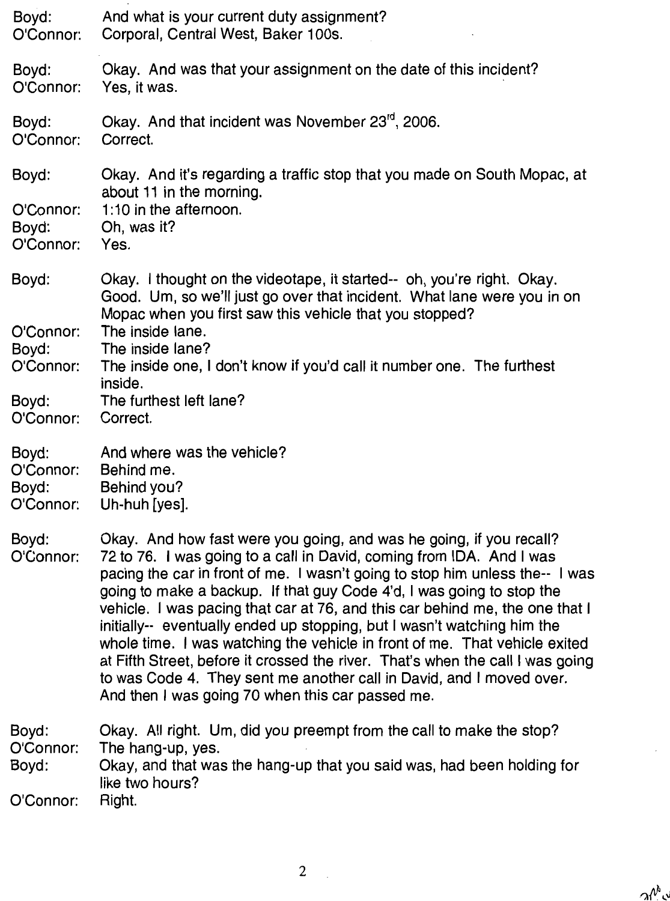Boyd: And what is your current duty assignment?
O'Connor: Corporal, Central West, Baker 100s.

Boyd: Okay. And was that your assignment on the date of this incident?
O'Connor: Yes, it was.

Boyd: Okay. And that incident was November 23[rd], 2006.
O'Connor: Correct.

Boyd: Okay. And it's regarding a traffic stop that you made on South Mopac, at about 11 in the morning.
O'Connor: 1:10 in the afternoon.
Boyd: Oh, was it?
O'Connor: Yes.

Boyd: Okay. I thought on the videotape, it started-- oh, you're right. Okay. Good. Um, so we'll just go over that incident. What lane were you in on Mopac when you first saw this vehicle that you stopped?
O'Connor: The inside lane.
Boyd: The inside lane?
O'Connor: The inside one, I don't know if you'd call it number one. The furthest inside.
Boyd: The furthest left lane?
O'Connor: Correct.

Boyd: And where was the vehicle?
O'Connor: Behind me.
Boyd: Behind you?
O'Connor: Uh-huh [yes].

Boyd: Okay. And how fast were you going, and was he going, if you recall?
O'Connor: 72 to 76. I was going to a call in David, coming from IDA. And I was pacing the car in front of me. I wasn't going to stop him unless the-- I was going to make a backup. If that guy Code 4'd, I was going to stop the vehicle. I was pacing that car at 76, and this car behind me, the one that I initially-- eventually ended up stopping, but I wasn't watching him the whole time. I was watching the vehicle in front of me. That vehicle exited at Fifth Street, before it crossed the river. That's when the call I was going to was Code 4. They sent me another call in David, and I moved over. And then I was going 70 when this car passed me.

Boyd: Okay. All right. Um, did you preempt from the call to make the stop?
O'Connor: The hang-up, yes.
Boyd: Okay, and that was the hang-up that you said was, had been holding for like two hours?
O'Connor: Right.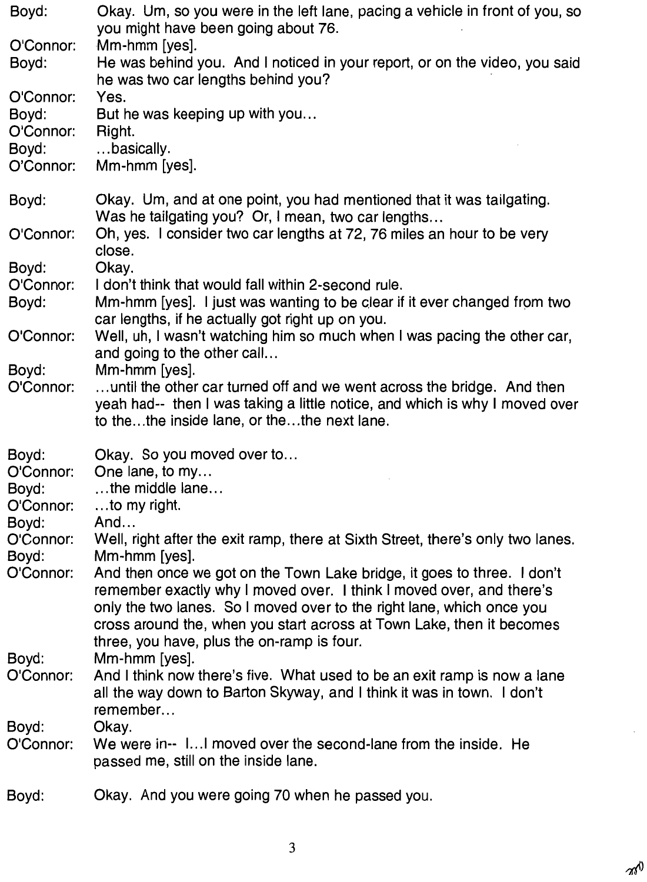Boyd: Okay. Um, so you were in the left lane, pacing a vehicle in front of you, so you might have been going about 76.

O'Connor: Mm-hmm [yes].

Boyd: He was behind you. And I noticed in your report, or on the video, you said he was two car lengths behind you?

O'Connor: Yes.

Boyd: But he was keeping up with you…

O'Connor: Right.

Boyd: …basically.

O'Connor: Mm-hmm [yes].

Boyd: Okay. Um, and at one point, you had mentioned that it was tailgating. Was he tailgating you? Or, I mean, two car lengths…

O'Connor: Oh, yes. I consider two car lengths at 72, 76 miles an hour to be very close.

Boyd: Okay.

O'Connor: I don't think that would fall within 2-second rule.

Boyd: Mm-hmm [yes]. I just was wanting to be clear if it ever changed from two car lengths, if he actually got right up on you.

O'Connor: Well, uh, I wasn't watching him so much when I was pacing the other car, and going to the other call…

Boyd: Mm-hmm [yes].

O'Connor: …until the other car turned off and we went across the bridge. And then yeah had-- then I was taking a little notice, and which is why I moved over to the…the inside lane, or the…the next lane.

Boyd: Okay. So you moved over to…

O'Connor: One lane, to my…

Boyd: …the middle lane…

O'Connor: …to my right.

Boyd: And…

O'Connor: Well, right after the exit ramp, there at Sixth Street, there's only two lanes.

Boyd: Mm-hmm [yes].

O'Connor: And then once we got on the Town Lake bridge, it goes to three. I don't remember exactly why I moved over. I think I moved over, and there's only the two lanes. So I moved over to the right lane, which once you cross around the, when you start across at Town Lake, then it becomes three, you have, plus the on-ramp is four.

Boyd: Mm-hmm [yes].

O'Connor: And I think now there's five. What used to be an exit ramp is now a lane all the way down to Barton Skyway, and I think it was in town. I don't remember…

Boyd: Okay.

O'Connor: We were in-- I…I moved over the second-lane from the inside. He passed me, still on the inside lane.

Boyd: Okay. And you were going 70 when he passed you.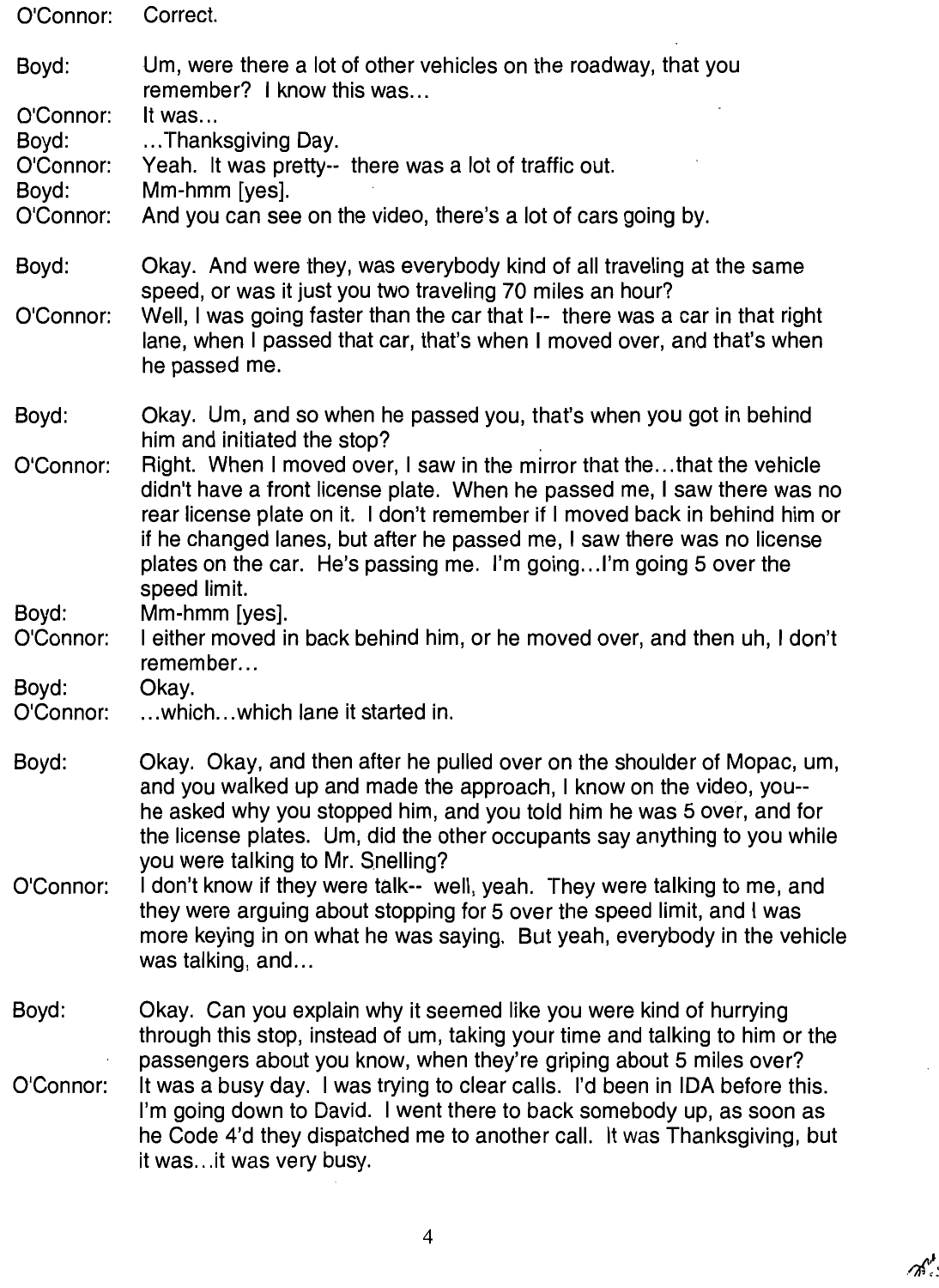O'Connor: Correct.

Boyd: Um, were there a lot of other vehicles on the roadway, that you remember? I know this was...

O'Connor: It was...

Boyd: ...Thanksgiving Day.

O'Connor: Yeah. It was pretty-- there was a lot of traffic out.

Boyd: Mm-hmm [yes].

O'Connor: And you can see on the video, there's a lot of cars going by.

Boyd: Okay. And were they, was everybody kind of all traveling at the same speed, or was it just you two traveling 70 miles an hour?

O'Connor: Well, I was going faster than the car that I-- there was a car in that right lane, when I passed that car, that's when I moved over, and that's when he passed me.

Boyd: Okay. Um, and so when he passed you, that's when you got in behind him and initiated the stop?

O'Connor: Right. When I moved over, I saw in the mirror that the...that the vehicle didn't have a front license plate. When he passed me, I saw there was no rear license plate on it. I don't remember if I moved back in behind him or if he changed lanes, but after he passed me, I saw there was no license plates on the car. He's passing me. I'm going...I'm going 5 over the speed limit.

Boyd: Mm-hmm [yes].

O'Connor: I either moved in back behind him, or he moved over, and then uh, I don't remember...

Boyd: Okay.

O'Connor: ...which...which lane it started in.

Boyd: Okay. Okay, and then after he pulled over on the shoulder of Mopac, um, and you walked up and made the approach, I know on the video, you-- he asked why you stopped him, and you told him he was 5 over, and for the license plates. Um, did the other occupants say anything to you while you were talking to Mr. Snelling?

O'Connor: I don't know if they were talk-- well, yeah. They were talking to me, and they were arguing about stopping for 5 over the speed limit, and I was more keying in on what he was saying. But yeah, everybody in the vehicle was talking, and...

Boyd: Okay. Can you explain why it seemed like you were kind of hurrying through this stop, instead of um, taking your time and talking to him or the passengers about you know, when they're griping about 5 miles over?

O'Connor: It was a busy day. I was trying to clear calls. I'd been in IDA before this. I'm going down to David. I went there to back somebody up, as soon as he Code 4'd they dispatched me to another call. It was Thanksgiving, but it was...it was very busy.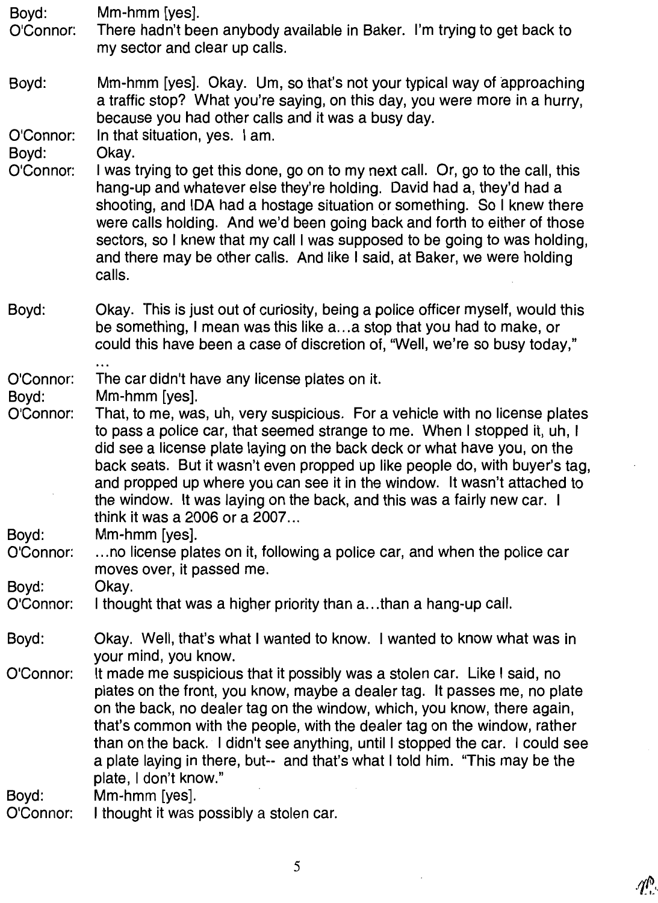**Boyd:** Mm-hmm [yes].

**O'Connor:** There hadn't been anybody available in Baker. I'm trying to get back to my sector and clear up calls.

**Boyd:** Mm-hmm [yes]. Okay. Um, so that's not your typical way of approaching a traffic stop? What you're saying, on this day, you were more in a hurry, because you had other calls and it was a busy day.

**O'Connor:** In that situation, yes. I am.

**Boyd:** Okay.

**O'Connor:** I was trying to get this done, go on to my next call. Or, go to the call, this hang-up and whatever else they're holding. David had a, they'd had a shooting, and IDA had a hostage situation or something. So I knew there were calls holding. And we'd been going back and forth to either of those sectors, so I knew that my call I was supposed to be going to was holding, and there may be other calls. And like I said, at Baker, we were holding calls.

**Boyd:** Okay. This is just out of curiosity, being a police officer myself, would this be something, I mean was this like a...a stop that you had to make, or could this have been a case of discretion of, "Well, we're so busy today," ...

**O'Connor:** The car didn't have any license plates on it.

**Boyd:** Mm-hmm [yes].

**O'Connor:** That, to me, was, uh, very suspicious. For a vehicle with no license plates to pass a police car, that seemed strange to me. When I stopped it, uh, I did see a license plate laying on the back deck or what have you, on the back seats. But it wasn't even propped up like people do, with buyer's tag, and propped up where you can see it in the window. It wasn't attached to the window. It was laying on the back, and this was a fairly new car. I think it was a 2006 or a 2007...

**Boyd:** Mm-hmm [yes].

**O'Connor:** ...no license plates on it, following a police car, and when the police car moves over, it passed me.

**Boyd:** Okay.

**O'Connor:** I thought that was a higher priority than a...than a hang-up call.

**Boyd:** Okay. Well, that's what I wanted to know. I wanted to know what was in your mind, you know.

**O'Connor:** It made me suspicious that it possibly was a stolen car. Like I said, no plates on the front, you know, maybe a dealer tag. It passes me, no plate on the back, no dealer tag on the window, which, you know, there again, that's common with the people, with the dealer tag on the window, rather than on the back. I didn't see anything, until I stopped the car. I could see a plate laying in there, but-- and that's what I told him. "This may be the plate, I don't know."

**Boyd:** Mm-hmm [yes].

**O'Connor:** I thought it was possibly a stolen car.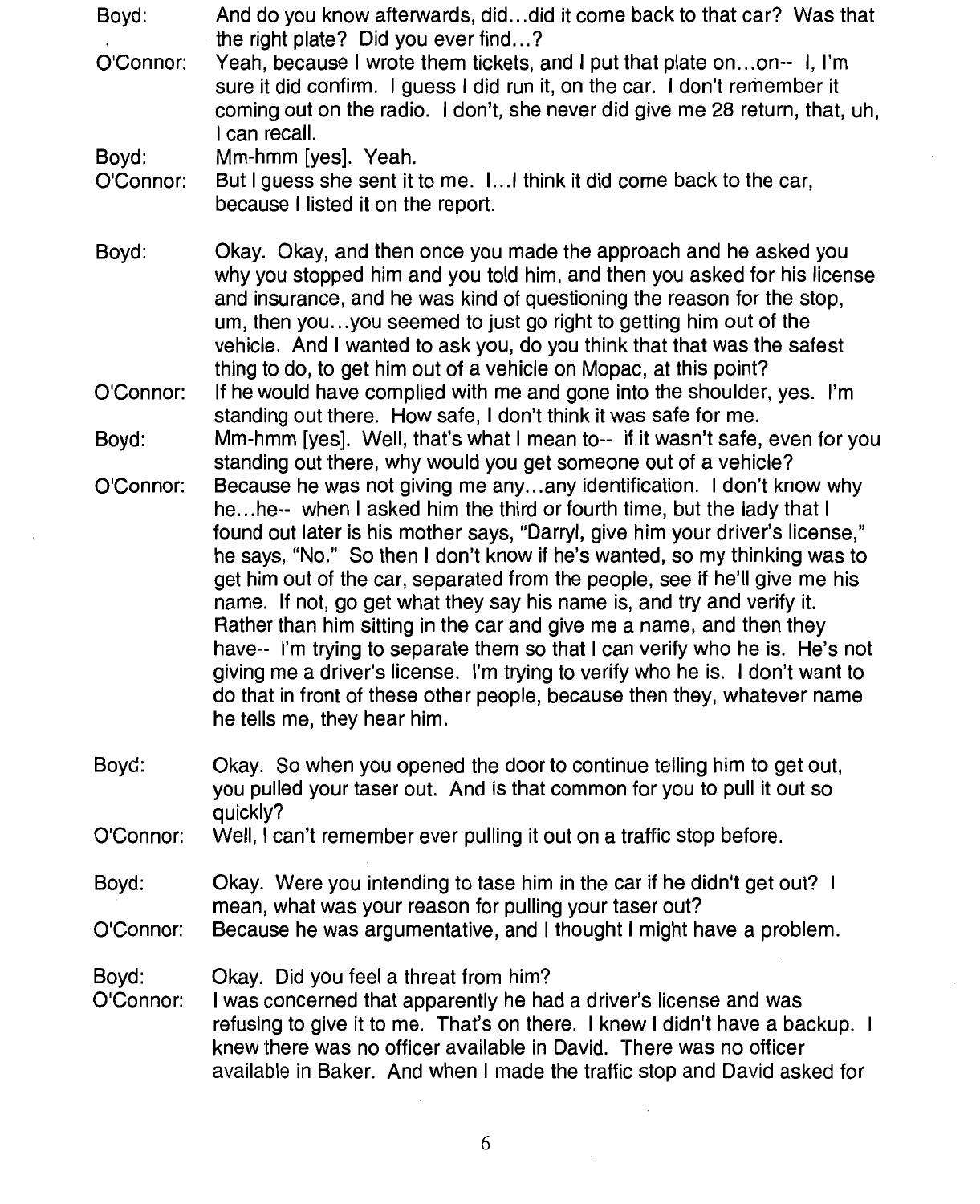Boyd: And do you know afterwards, did...did it come back to that car? Was that the right plate? Did you ever find...?

O'Connor: Yeah, because I wrote them tickets, and I put that plate on...on-- I, I'm sure it did confirm. I guess I did run it, on the car. I don't remember it coming out on the radio. I don't, she never did give me 28 return, that, uh, I can recall.

Boyd: Mm-hmm [yes]. Yeah.

O'Connor: But I guess she sent it to me. I...I think it did come back to the car, because I listed it on the report.

Boyd: Okay. Okay, and then once you made the approach and he asked you why you stopped him and you told him, and then you asked for his license and insurance, and he was kind of questioning the reason for the stop, um, then you...you seemed to just go right to getting him out of the vehicle. And I wanted to ask you, do you think that that was the safest thing to do, to get him out of a vehicle on Mopac, at this point?

O'Connor: If he would have complied with me and gone into the shoulder, yes. I'm standing out there. How safe, I don't think it was safe for me.

Boyd: Mm-hmm [yes]. Well, that's what I mean to-- if it wasn't safe, even for you standing out there, why would you get someone out of a vehicle?

O'Connor: Because he was not giving me any...any identification. I don't know why he...he-- when I asked him the third or fourth time, but the lady that I found out later is his mother says, "Darryl, give him your driver's license," he says, "No." So then I don't know if he's wanted, so my thinking was to get him out of the car, separated from the people, see if he'll give me his name. If not, go get what they say his name is, and try and verify it. Rather than him sitting in the car and give me a name, and then they have-- I'm trying to separate them so that I can verify who he is. He's not giving me a driver's license. I'm trying to verify who he is. I don't want to do that in front of these other people, because then they, whatever name he tells me, they hear him.

Boyd: Okay. So when you opened the door to continue telling him to get out, you pulled your taser out. And is that common for you to pull it out so quickly?

O'Connor: Well, I can't remember ever pulling it out on a traffic stop before.

Boyd: Okay. Were you intending to tase him in the car if he didn't get out? I mean, what was your reason for pulling your taser out?

O'Connor: Because he was argumentative, and I thought I might have a problem.

Boyd: Okay. Did you feel a threat from him?

O'Connor: I was concerned that apparently he had a driver's license and was refusing to give it to me. That's on there. I knew I didn't have a backup. I knew there was no officer available in David. There was no officer available in Baker. And when I made the traffic stop and David asked for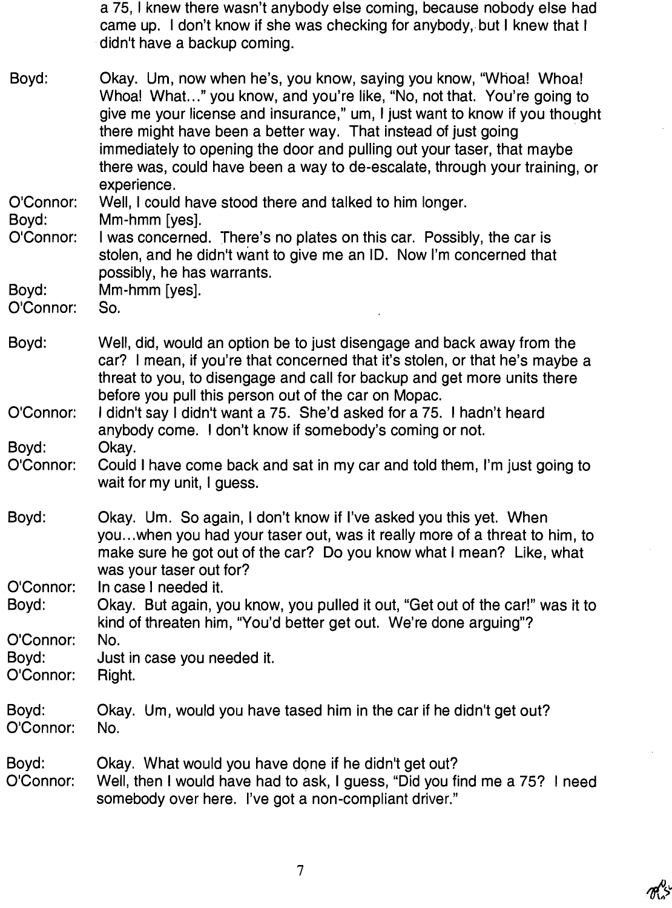a 75, I knew there wasn't anybody else coming, because nobody else had came up. I don't know if she was checking for anybody, but I knew that I didn't have a backup coming.

Boyd: Okay. Um, now when he's, you know, saying you know, "Whoa! Whoa! Whoa! What..." you know, and you're like, "No, not that. You're going to give me your license and insurance," um, I just want to know if you thought there might have been a better way. That instead of just going immediately to opening the door and pulling out your taser, that maybe there was, could have been a way to de-escalate, through your training, or experience.

O'Connor: Well, I could have stood there and talked to him longer.

Boyd: Mm-hmm [yes].

O'Connor: I was concerned. There's no plates on this car. Possibly, the car is stolen, and he didn't want to give me an ID. Now I'm concerned that possibly, he has warrants.

Boyd: Mm-hmm [yes].

O'Connor: So.

Boyd: Well, did, would an option be to just disengage and back away from the car? I mean, if you're that concerned that it's stolen, or that he's maybe a threat to you, to disengage and call for backup and get more units there before you pull this person out of the car on Mopac.

O'Connor: I didn't say I didn't want a 75. She'd asked for a 75. I hadn't heard anybody come. I don't know if somebody's coming or not.

Boyd: Okay.

O'Connor: Could I have come back and sat in my car and told them, I'm just going to wait for my unit, I guess.

Boyd: Okay. Um. So again, I don't know if I've asked you this yet. When you...when you had your taser out, was it really more of a threat to him, to make sure he got out of the car? Do you know what I mean? Like, what was your taser out for?

O'Connor: In case I needed it.

Boyd: Okay. But again, you know, you pulled it out, "Get out of the car!" was it to kind of threaten him, "You'd better get out. We're done arguing"?

O'Connor: No.

Boyd: Just in case you needed it.

O'Connor: Right.

Boyd: Okay. Um, would you have tased him in the car if he didn't get out?

O'Connor: No.

Boyd: Okay. What would you have done if he didn't get out?

O'Connor: Well, then I would have had to ask, I guess, "Did you find me a 75? I need somebody over here. I've got a non-compliant driver."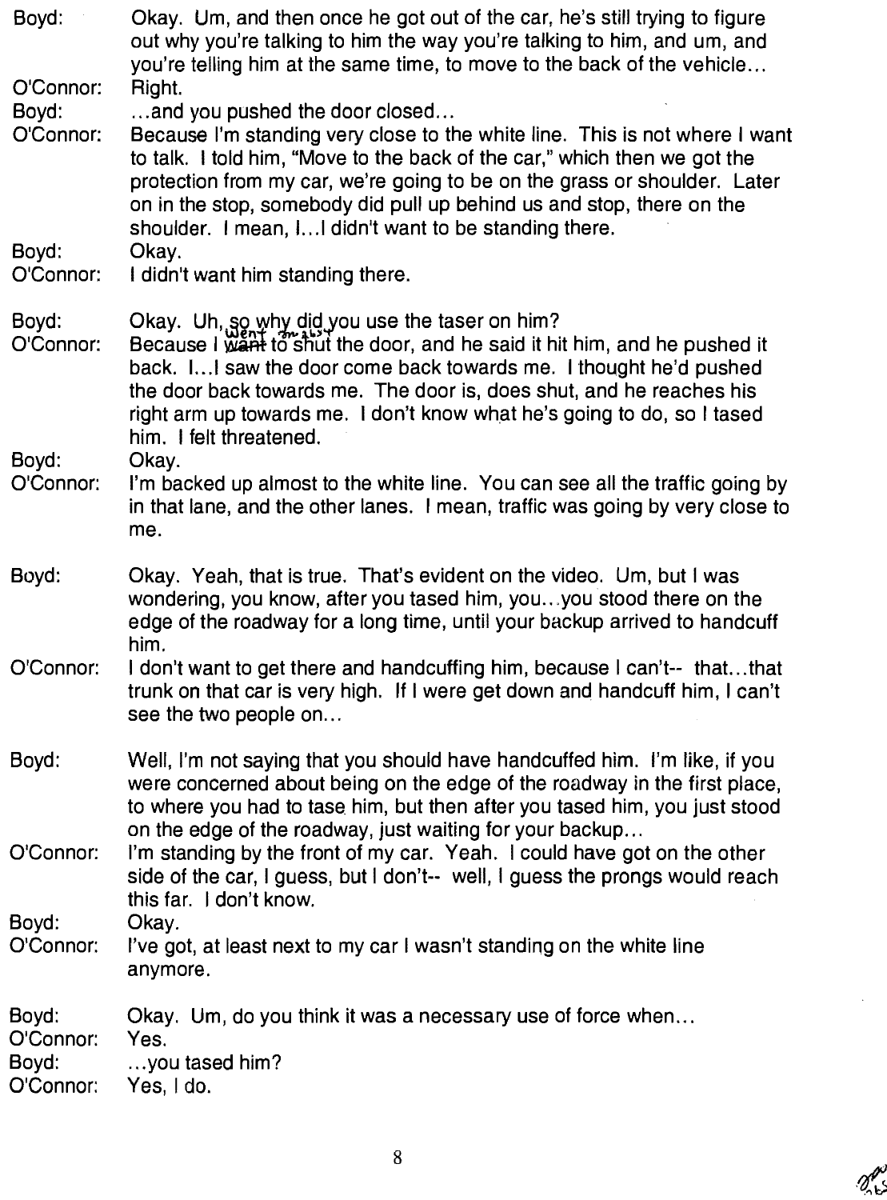Boyd: Okay. Um, and then once he got out of the car, he's still trying to figure out why you're talking to him the way you're talking to him, and um, and you're telling him at the same time, to move to the back of the vehicle…

O'Connor: Right.

Boyd: …and you pushed the door closed…

O'Connor: Because I'm standing very close to the white line. This is not where I want to talk. I told him, "Move to the back of the car," which then we got the protection from my car, we're going to be on the grass or shoulder. Later on in the stop, somebody did pull up behind us and stop, there on the shoulder. I mean, I…I didn't want to be standing there.

Boyd: Okay.

O'Connor: I didn't want him standing there.

Boyd: Okay. Uh, so why did you use the taser on him?

O'Connor: Because I ~~want~~ went to shut the door, and he said it hit him, and he pushed it back. I…I saw the door come back towards me. I thought he'd pushed the door back towards me. The door is, does shut, and he reaches his right arm up towards me. I don't know what he's going to do, so I tased him. I felt threatened.

Boyd: Okay.

O'Connor: I'm backed up almost to the white line. You can see all the traffic going by in that lane, and the other lanes. I mean, traffic was going by very close to me.

Boyd: Okay. Yeah, that is true. That's evident on the video. Um, but I was wondering, you know, after you tased him, you…you stood there on the edge of the roadway for a long time, until your backup arrived to handcuff him.

O'Connor: I don't want to get there and handcuffing him, because I can't-- that…that trunk on that car is very high. If I were get down and handcuff him, I can't see the two people on…

Boyd: Well, I'm not saying that you should have handcuffed him. I'm like, if you were concerned about being on the edge of the roadway in the first place, to where you had to tase him, but then after you tased him, you just stood on the edge of the roadway, just waiting for your backup…

O'Connor: I'm standing by the front of my car. Yeah. I could have got on the other side of the car, I guess, but I don't-- well, I guess the prongs would reach this far. I don't know.

Boyd: Okay.

O'Connor: I've got, at least next to my car I wasn't standing on the white line anymore.

Boyd: Okay. Um, do you think it was a necessary use of force when…

O'Connor: Yes.

Boyd: …you tased him?

O'Connor: Yes, I do.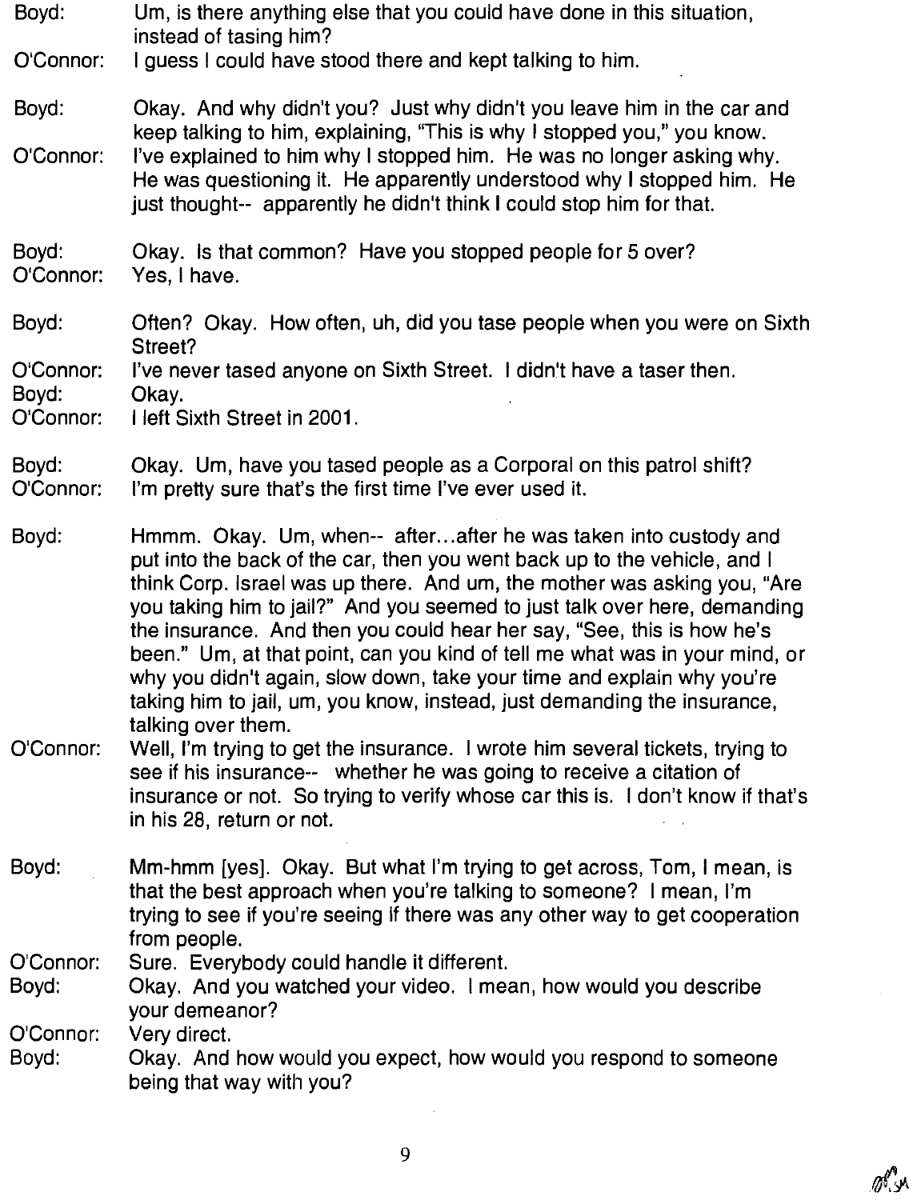Boyd: Um, is there anything else that you could have done in this situation, instead of tasing him?

O'Connor: I guess I could have stood there and kept talking to him.

Boyd: Okay. And why didn't you? Just why didn't you leave him in the car and keep talking to him, explaining, "This is why I stopped you," you know.

O'Connor: I've explained to him why I stopped him. He was no longer asking why. He was questioning it. He apparently understood why I stopped him. He just thought-- apparently he didn't think I could stop him for that.

Boyd: Okay. Is that common? Have you stopped people for 5 over?

O'Connor: Yes, I have.

Boyd: Often? Okay. How often, uh, did you tase people when you were on Sixth Street?

O'Connor: I've never tased anyone on Sixth Street. I didn't have a taser then.

Boyd: Okay.

O'Connor: I left Sixth Street in 2001.

Boyd: Okay. Um, have you tased people as a Corporal on this patrol shift?

O'Connor: I'm pretty sure that's the first time I've ever used it.

Boyd: Hmmm. Okay. Um, when-- after...after he was taken into custody and put into the back of the car, then you went back up to the vehicle, and I think Corp. Israel was up there. And um, the mother was asking you, "Are you taking him to jail?" And you seemed to just talk over here, demanding the insurance. And then you could hear her say, "See, this is how he's been." Um, at that point, can you kind of tell me what was in your mind, or why you didn't again, slow down, take your time and explain why you're taking him to jail, um, you know, instead, just demanding the insurance, talking over them.

O'Connor: Well, I'm trying to get the insurance. I wrote him several tickets, trying to see if his insurance-- whether he was going to receive a citation of insurance or not. So trying to verify whose car this is. I don't know if that's in his 28, return or not.

Boyd: Mm-hmm [yes]. Okay. But what I'm trying to get across, Tom, I mean, is that the best approach when you're talking to someone? I mean, I'm trying to see if you're seeing if there was any other way to get cooperation from people.

O'Connor: Sure. Everybody could handle it different.

Boyd: Okay. And you watched your video. I mean, how would you describe your demeanor?

O'Connor: Very direct.

Boyd: Okay. And how would you expect, how would you respond to someone being that way with you?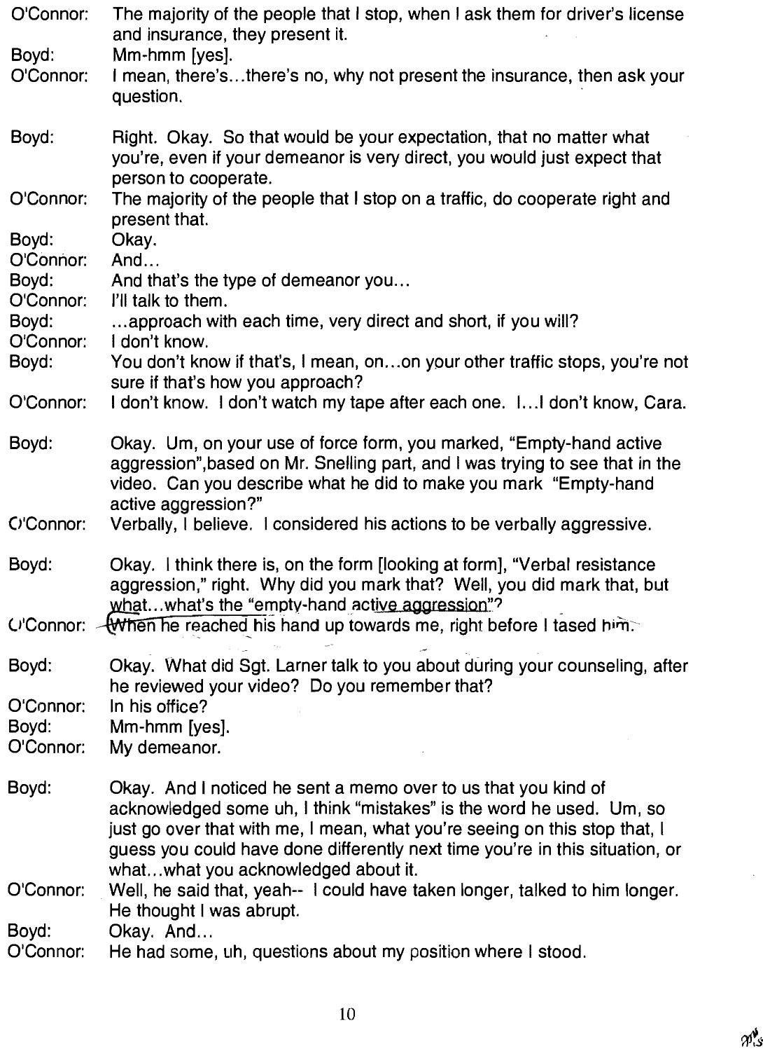O'Connor: The majority of the people that I stop, when I ask them for driver's license and insurance, they present it.

Boyd: Mm-hmm [yes].

O'Connor: I mean, there's...there's no, why not present the insurance, then ask your question.

Boyd: Right. Okay. So that would be your expectation, that no matter what you're, even if your demeanor is very direct, you would just expect that person to cooperate.

O'Connor: The majority of the people that I stop on a traffic, do cooperate right and present that.

Boyd: Okay.

O'Connor: And...

Boyd: And that's the type of demeanor you...

O'Connor: I'll talk to them.

Boyd: ...approach with each time, very direct and short, if you will?

O'Connor: I don't know.

Boyd: You don't know if that's, I mean, on...on your other traffic stops, you're not sure if that's how you approach?

O'Connor: I don't know. I don't watch my tape after each one. I...I don't know, Cara.

Boyd: Okay. Um, on your use of force form, you marked, "Empty-hand active aggression",based on Mr. Snelling part, and I was trying to see that in the video. Can you describe what he did to make you mark "Empty-hand active aggression?"

O'Connor: Verbally, I believe. I considered his actions to be verbally aggressive.

Boyd: Okay. I think there is, on the form [looking at form], "Verbal resistance aggression," right. Why did you mark that? Well, you did mark that, but what...what's the "empty-hand active aggression"?

O'Connor: When he reached his hand up towards me, right before I tased him.

Boyd: Okay. What did Sgt. Larner talk to you about during your counseling, after he reviewed your video? Do you remember that?

O'Connor: In his office?

Boyd: Mm-hmm [yes].

O'Connor: My demeanor.

Boyd: Okay. And I noticed he sent a memo over to us that you kind of acknowledged some uh, I think "mistakes" is the word he used. Um, so just go over that with me, I mean, what you're seeing on this stop that, I guess you could have done differently next time you're in this situation, or what...what you acknowledged about it.

O'Connor: Well, he said that, yeah-- I could have taken longer, talked to him longer. He thought I was abrupt.

Boyd: Okay. And...

O'Connor: He had some, uh, questions about my position where I stood.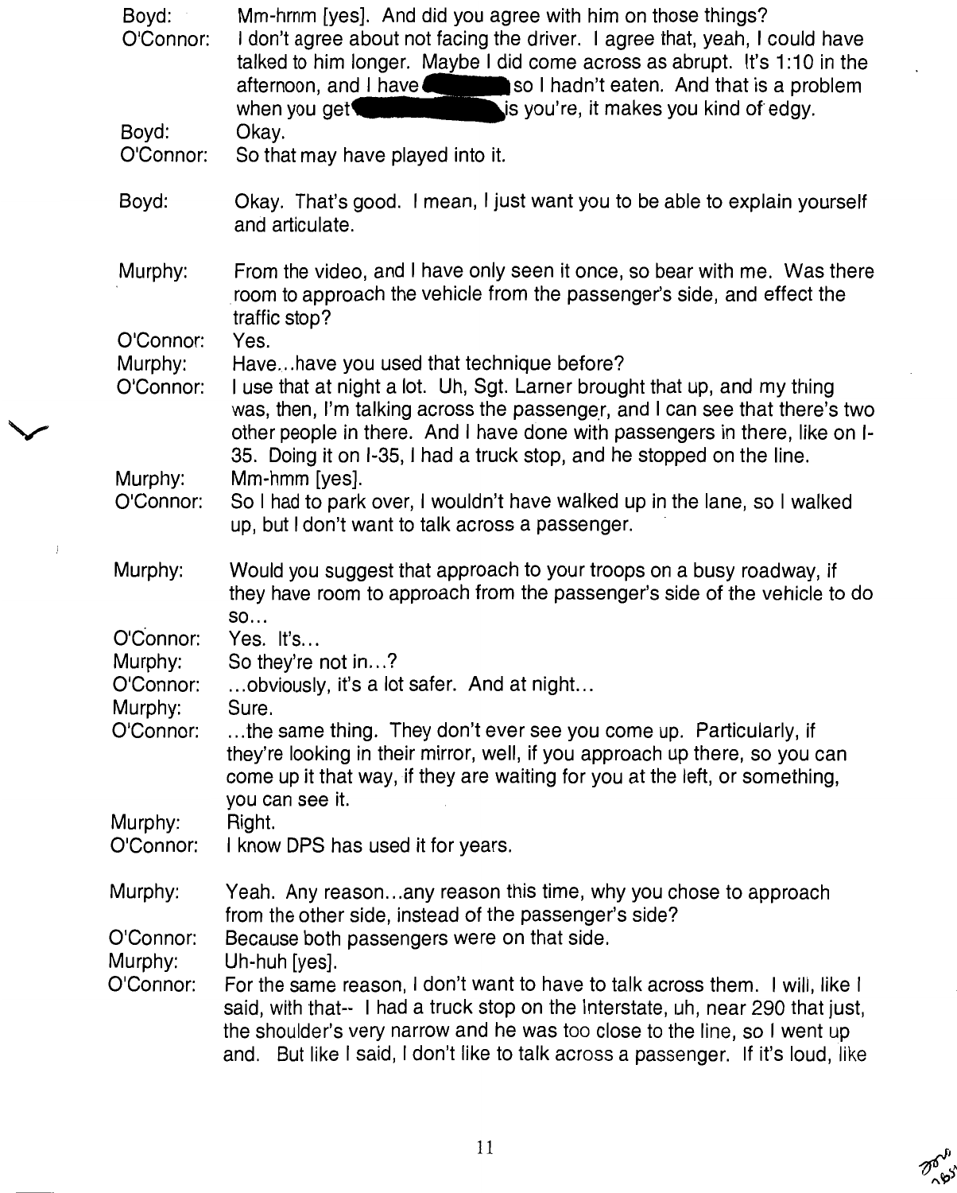Boyd: Mm-hmm [yes]. And did you agree with him on those things?

O'Connor: I don't agree about not facing the driver. I agree that, yeah, I could have talked to him longer. Maybe I did come across as abrupt. It's 1:10 in the afternoon, and I have [redacted] so I hadn't eaten. And that is a problem when you get [redacted] is you're, it makes you kind of edgy.

Boyd: Okay.

O'Connor: So that may have played into it.

Boyd: Okay. That's good. I mean, I just want you to be able to explain yourself and articulate.

Murphy: From the video, and I have only seen it once, so bear with me. Was there room to approach the vehicle from the passenger's side, and effect the traffic stop?

O'Connor: Yes.

Murphy: Have...have you used that technique before?

O'Connor: I use that at night a lot. Uh, Sgt. Larner brought that up, and my thing was, then, I'm talking across the passenger, and I can see that there's two other people in there. And I have done with passengers in there, like on I-35. Doing it on I-35, I had a truck stop, and he stopped on the line.

Murphy: Mm-hmm [yes].

O'Connor: So I had to park over, I wouldn't have walked up in the lane, so I walked up, but I don't want to talk across a passenger.

Murphy: Would you suggest that approach to your troops on a busy roadway, if they have room to approach from the passenger's side of the vehicle to do so...

O'Connor: Yes. It's...

Murphy: So they're not in...?

O'Connor: ...obviously, it's a lot safer. And at night...

Murphy: Sure.

O'Connor: ...the same thing. They don't ever see you come up. Particularly, if they're looking in their mirror, well, if you approach up there, so you can come up it that way, if they are waiting for you at the left, or something, you can see it.

Murphy: Right.

O'Connor: I know DPS has used it for years.

Murphy: Yeah. Any reason...any reason this time, why you chose to approach from the other side, instead of the passenger's side?

O'Connor: Because both passengers were on that side.

Murphy: Uh-huh [yes].

O'Connor: For the same reason, I don't want to have to talk across them. I will, like I said, with that-- I had a truck stop on the Interstate, uh, near 290 that just, the shoulder's very narrow and he was too close to the line, so I went up and. But like I said, I don't like to talk across a passenger. If it's loud, like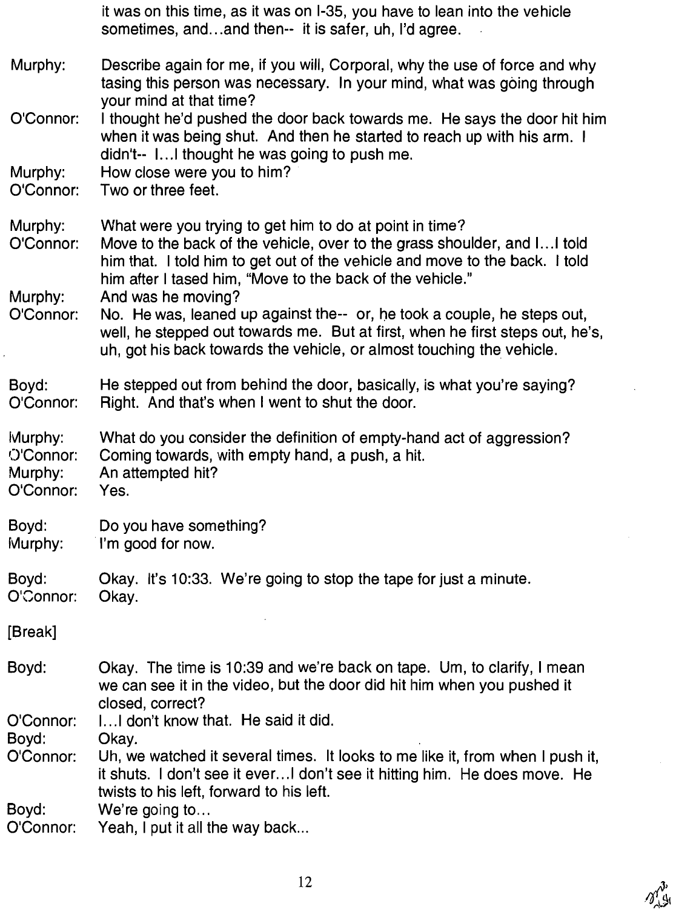it was on this time, as it was on I-35, you have to lean into the vehicle sometimes, and...and then-- it is safer, uh, I'd agree.

Murphy: Describe again for me, if you will, Corporal, why the use of force and why tasing this person was necessary. In your mind, what was going through your mind at that time?

O'Connor: I thought he'd pushed the door back towards me. He says the door hit him when it was being shut. And then he started to reach up with his arm. I didn't-- I...I thought he was going to push me.

Murphy: How close were you to him?

O'Connor: Two or three feet.

Murphy: What were you trying to get him to do at point in time?

O'Connor: Move to the back of the vehicle, over to the grass shoulder, and I...I told him that. I told him to get out of the vehicle and move to the back. I told him after I tased him, "Move to the back of the vehicle."

Murphy: And was he moving?

O'Connor: No. He was, leaned up against the-- or, he took a couple, he steps out, well, he stepped out towards me. But at first, when he first steps out, he's, uh, got his back towards the vehicle, or almost touching the vehicle.

Boyd: He stepped out from behind the door, basically, is what you're saying?

O'Connor: Right. And that's when I went to shut the door.

Murphy: What do you consider the definition of empty-hand act of aggression?

O'Connor: Coming towards, with empty hand, a push, a hit.

Murphy: An attempted hit?

O'Connor: Yes.

Boyd: Do you have something?

Murphy: I'm good for now.

Boyd: Okay. It's 10:33. We're going to stop the tape for just a minute.

O'Connor: Okay.

[Break]

Boyd: Okay. The time is 10:39 and we're back on tape. Um, to clarify, I mean we can see it in the video, but the door did hit him when you pushed it closed, correct?

O'Connor: I...I don't know that. He said it did.

Boyd: Okay.

O'Connor: Uh, we watched it several times. It looks to me like it, from when I push it, it shuts. I don't see it ever...I don't see it hitting him. He does move. He twists to his left, forward to his left.

Boyd: We're going to...

O'Connor: Yeah, I put it all the way back...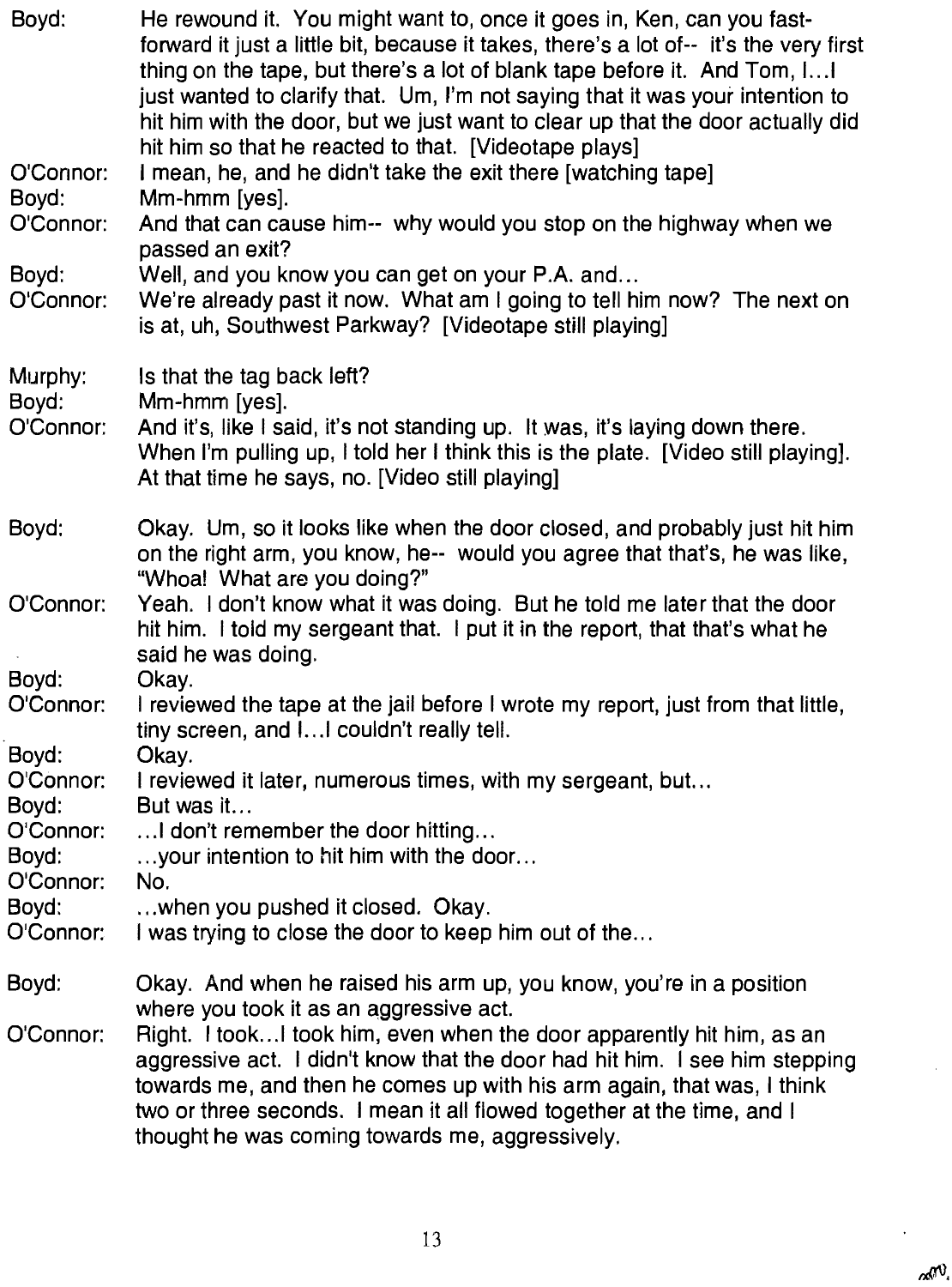**Boyd:** He rewound it. You might want to, once it goes in, Ken, can you fast-forward it just a little bit, because it takes, there's a lot of-- it's the very first thing on the tape, but there's a lot of blank tape before it. And Tom, I...I just wanted to clarify that. Um, I'm not saying that it was your intention to hit him with the door, but we just want to clear up that the door actually did hit him so that he reacted to that. [Videotape plays]

**O'Connor:** I mean, he, and he didn't take the exit there [watching tape]

**Boyd:** Mm-hmm [yes].

**O'Connor:** And that can cause him-- why would you stop on the highway when we passed an exit?

**Boyd:** Well, and you know you can get on your P.A. and...

**O'Connor:** We're already past it now. What am I going to tell him now? The next on is at, uh, Southwest Parkway? [Videotape still playing]

**Murphy:** Is that the tag back left?

**Boyd:** Mm-hmm [yes].

**O'Connor:** And it's, like I said, it's not standing up. It was, it's laying down there. When I'm pulling up, I told her I think this is the plate. [Video still playing]. At that time he says, no. [Video still playing]

**Boyd:** Okay. Um, so it looks like when the door closed, and probably just hit him on the right arm, you know, he-- would you agree that that's, he was like, "Whoa! What are you doing?"

**O'Connor:** Yeah. I don't know what it was doing. But he told me later that the door hit him. I told my sergeant that. I put it in the report, that that's what he said he was doing.

**Boyd:** Okay.

**O'Connor:** I reviewed the tape at the jail before I wrote my report, just from that little, tiny screen, and I...I couldn't really tell.

**Boyd:** Okay.

**O'Connor:** I reviewed it later, numerous times, with my sergeant, but...

**Boyd:** But was it...

**O'Connor:** ...I don't remember the door hitting...

**Boyd:** ...your intention to hit him with the door...

**O'Connor:** No.

**Boyd:** ...when you pushed it closed. Okay.

**O'Connor:** I was trying to close the door to keep him out of the...

**Boyd:** Okay. And when he raised his arm up, you know, you're in a position where you took it as an aggressive act.

**O'Connor:** Right. I took...I took him, even when the door apparently hit him, as an aggressive act. I didn't know that the door had hit him. I see him stepping towards me, and then he comes up with his arm again, that was, I think two or three seconds. I mean it all flowed together at the time, and I thought he was coming towards me, aggressively.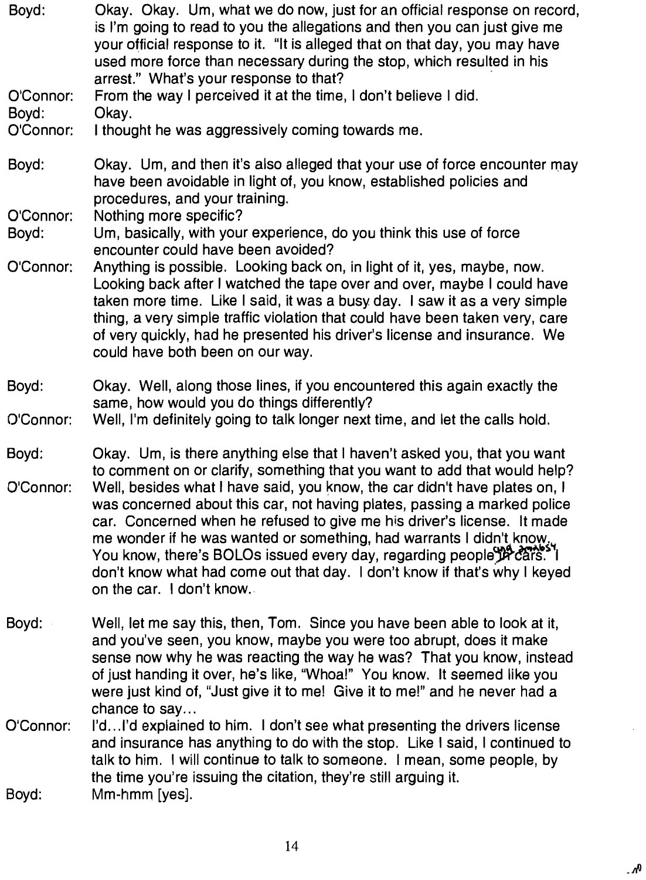**Boyd:** Okay. Okay. Um, what we do now, just for an official response on record, is I'm going to read to you the allegations and then you can just give me your official response to it. "It is alleged that on that day, you may have used more force than necessary during the stop, which resulted in his arrest." What's your response to that?

**O'Connor:** From the way I perceived it at the time, I don't believe I did.

**Boyd:** Okay.

**O'Connor:** I thought he was aggressively coming towards me.

**Boyd:** Okay. Um, and then it's also alleged that your use of force encounter may have been avoidable in light of, you know, established policies and procedures, and your training.

**O'Connor:** Nothing more specific?

**Boyd:** Um, basically, with your experience, do you think this use of force encounter could have been avoided?

**O'Connor:** Anything is possible. Looking back on, in light of it, yes, maybe, now. Looking back after I watched the tape over and over, maybe I could have taken more time. Like I said, it was a busy day. I saw it as a very simple thing, a very simple traffic violation that could have been taken very, care of very quickly, had he presented his driver's license and insurance. We could have both been on our way.

**Boyd:** Okay. Well, along those lines, if you encountered this again exactly the same, how would you do things differently?

**O'Connor:** Well, I'm definitely going to talk longer next time, and let the calls hold.

**Boyd:** Okay. Um, is there anything else that I haven't asked you, that you want to comment on or clarify, something that you want to add that would help?

**O'Connor:** Well, besides what I have said, you know, the car didn't have plates on, I was concerned about this car, not having plates, passing a marked police car. Concerned when he refused to give me his driver's license. It made me wonder if he was wanted or something, had warrants I didn't know. You know, there's BOLOs issued every day, regarding people ~~in~~ and ~~cars~~ anybody. I don't know what had come out that day. I don't know if that's why I keyed on the car. I don't know.

**Boyd:** Well, let me say this, then, Tom. Since you have been able to look at it, and you've seen, you know, maybe you were too abrupt, does it make sense now why he was reacting the way he was? That you know, instead of just handing it over, he's like, "Whoa!" You know. It seemed like you were just kind of, "Just give it to me! Give it to me!" and he never had a chance to say...

**O'Connor:** I'd...I'd explained to him. I don't see what presenting the drivers license and insurance has anything to do with the stop. Like I said, I continued to talk to him. I will continue to talk to someone. I mean, some people, by the time you're issuing the citation, they're still arguing it.

**Boyd:** Mm-hmm [yes].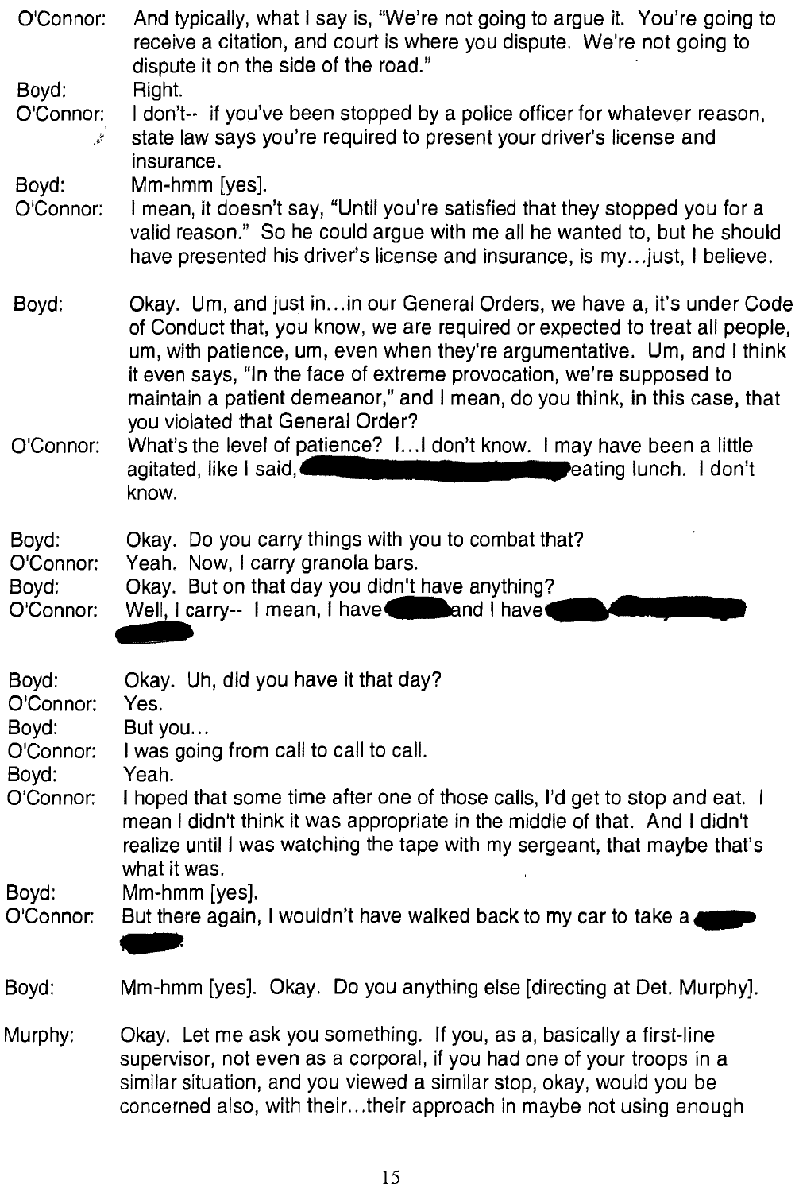O'Connor: And typically, what I say is, "We're not going to argue it. You're going to receive a citation, and court is where you dispute. We're not going to dispute it on the side of the road."

Boyd: Right.

O'Connor: I don't-- if you've been stopped by a police officer for whatever reason, state law says you're required to present your driver's license and insurance.

Boyd: Mm-hmm [yes].

O'Connor: I mean, it doesn't say, "Until you're satisfied that they stopped you for a valid reason." So he could argue with me all he wanted to, but he should have presented his driver's license and insurance, is my...just, I believe.

Boyd: Okay. Um, and just in...in our General Orders, we have a, it's under Code of Conduct that, you know, we are required or expected to treat all people, um, with patience, um, even when they're argumentative. Um, and I think it even says, "In the face of extreme provocation, we're supposed to maintain a patient demeanor," and I mean, do you think, in this case, that you violated that General Order?

O'Connor: What's the level of patience? I...I don't know. I may have been a little agitated, like I said, [REDACTED] eating lunch. I don't know.

Boyd: Okay. Do you carry things with you to combat that?

O'Connor: Yeah. Now, I carry granola bars.

Boyd: Okay. But on that day you didn't have anything?

O'Connor: Well, I carry-- I mean, I have [REDACTED] and I have [REDACTED]

Boyd: Okay. Uh, did you have it that day?

O'Connor: Yes.

Boyd: But you...

O'Connor: I was going from call to call to call.

Boyd: Yeah.

O'Connor: I hoped that some time after one of those calls, I'd get to stop and eat. I mean I didn't think it was appropriate in the middle of that. And I didn't realize until I was watching the tape with my sergeant, that maybe that's what it was.

Boyd: Mm-hmm [yes].

O'Connor: But there again, I wouldn't have walked back to my car to take a [REDACTED]

Boyd: Mm-hmm [yes]. Okay. Do you anything else [directing at Det. Murphy].

Murphy: Okay. Let me ask you something. If you, as a, basically a first-line supervisor, not even as a corporal, if you had one of your troops in a similar situation, and you viewed a similar stop, okay, would you be concerned also, with their...their approach in maybe not using enough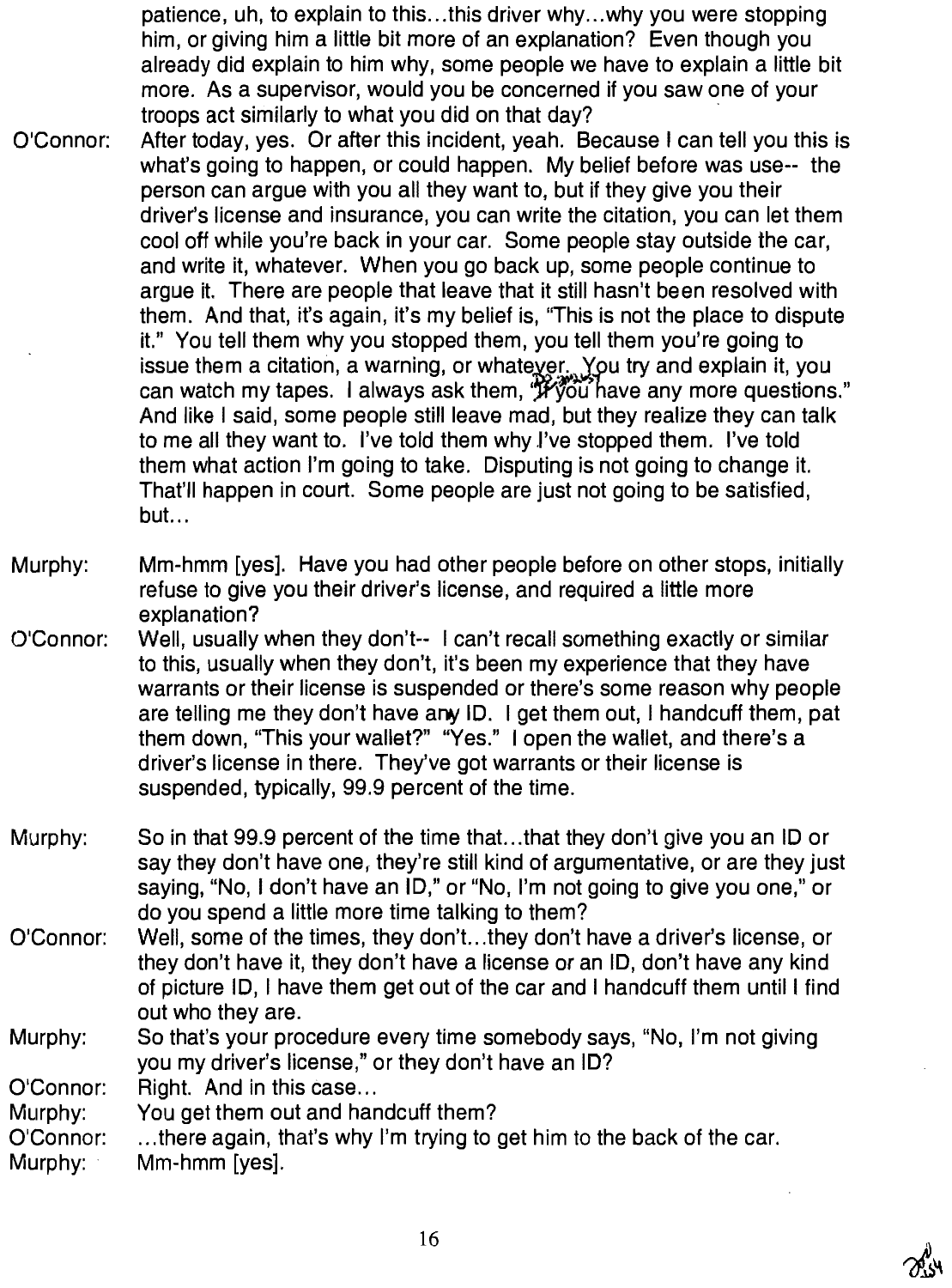patience, uh, to explain to this...this driver why...why you were stopping him, or giving him a little bit more of an explanation? Even though you already did explain to him why, some people we have to explain a little bit more. As a supervisor, would you be concerned if you saw one of your troops act similarly to what you did on that day?

O'Connor: After today, yes. Or after this incident, yeah. Because I can tell you this is what's going to happen, or could happen. My belief before was use-- the person can argue with you all they want to, but if they give you their driver's license and insurance, you can write the citation, you can let them cool off while you're back in your car. Some people stay outside the car, and write it, whatever. When you go back up, some people continue to argue it. There are people that leave that it still hasn't been resolved with them. And that, it's again, it's my belief is, "This is not the place to dispute it." You tell them why you stopped them, you tell them you're going to issue them a citation, a warning, or whatever. You try and explain it, you can watch my tapes. I always ask them, "If you have any more questions." And like I said, some people still leave mad, but they realize they can talk to me all they want to. I've told them why I've stopped them. I've told them what action I'm going to take. Disputing is not going to change it. That'll happen in court. Some people are just not going to be satisfied, but...

Murphy: Mm-hmm [yes]. Have you had other people before on other stops, initially refuse to give you their driver's license, and required a little more explanation?

O'Connor: Well, usually when they don't-- I can't recall something exactly or similar to this, usually when they don't, it's been my experience that they have warrants or their license is suspended or there's some reason why people are telling me they don't have any ID. I get them out, I handcuff them, pat them down, "This your wallet?" "Yes." I open the wallet, and there's a driver's license in there. They've got warrants or their license is suspended, typically, 99.9 percent of the time.

Murphy: So in that 99.9 percent of the time that...that they don't give you an ID or say they don't have one, they're still kind of argumentative, or are they just saying, "No, I don't have an ID," or "No, I'm not going to give you one," or do you spend a little more time talking to them?

O'Connor: Well, some of the times, they don't...they don't have a driver's license, or they don't have it, they don't have a license or an ID, don't have any kind of picture ID, I have them get out of the car and I handcuff them until I find out who they are.

Murphy: So that's your procedure every time somebody says, "No, I'm not giving you my driver's license," or they don't have an ID?

O'Connor: Right. And in this case...

Murphy: You get them out and handcuff them?

O'Connor: ...there again, that's why I'm trying to get him to the back of the car.

Murphy: Mm-hmm [yes].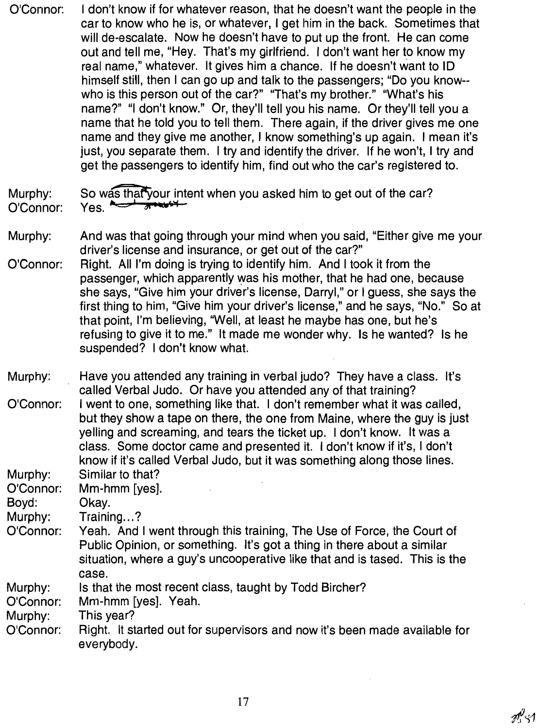O'Connor: I don't know if for whatever reason, that he doesn't want the people in the car to know who he is, or whatever, I get him in the back. Sometimes that will de-escalate. Now he doesn't have to put up the front. He can come out and tell me, "Hey. That's my girlfriend. I don't want her to know my real name," whatever. It gives him a chance. If he doesn't want to ID himself still, then I can go up and talk to the passengers; "Do you know-- who is this person out of the car?" "That's my brother." "What's his name?" "I don't know." Or, they'll tell you his name. Or they'll tell you a name that he told you to tell them. There again, if the driver gives me one name and they give me another, I know something's up again. I mean it's just, you separate them. I try and identify the driver. If he won't, I try and get the passengers to identify him, find out who the car's registered to.

Murphy: So was that your intent when you asked him to get out of the car?

O'Connor: Yes.

Murphy: And was that going through your mind when you said, "Either give me your driver's license and insurance, or get out of the car?"

O'Connor: Right. All I'm doing is trying to identify him. And I took it from the passenger, which apparently was his mother, that he had one, because she says, "Give him your driver's license, Darryl," or I guess, she says the first thing to him, "Give him your driver's license," and he says, "No." So at that point, I'm believing, "Well, at least he maybe has one, but he's refusing to give it to me." It made me wonder why. Is he wanted? Is he suspended? I don't know what.

Murphy: Have you attended any training in verbal judo? They have a class. It's called Verbal Judo. Or have you attended any of that training?

O'Connor: I went to one, something like that. I don't remember what it was called, but they show a tape on there, the one from Maine, where the guy is just yelling and screaming, and tears the ticket up. I don't know. It was a class. Some doctor came and presented it. I don't know if it's, I don't know if it's called Verbal Judo, but it was something along those lines.

Murphy: Similar to that?

O'Connor: Mm-hmm [yes].

Boyd: Okay.

Murphy: Training...?

O'Connor: Yeah. And I went through this training, The Use of Force, the Court of Public Opinion, or something. It's got a thing in there about a similar situation, where a guy's uncooperative like that and is tased. This is the case.

Murphy: Is that the most recent class, taught by Todd Bircher?

O'Connor: Mm-hmm [yes]. Yeah.

Murphy: This year?

O'Connor: Right. It started out for supervisors and now it's been made available for everybody.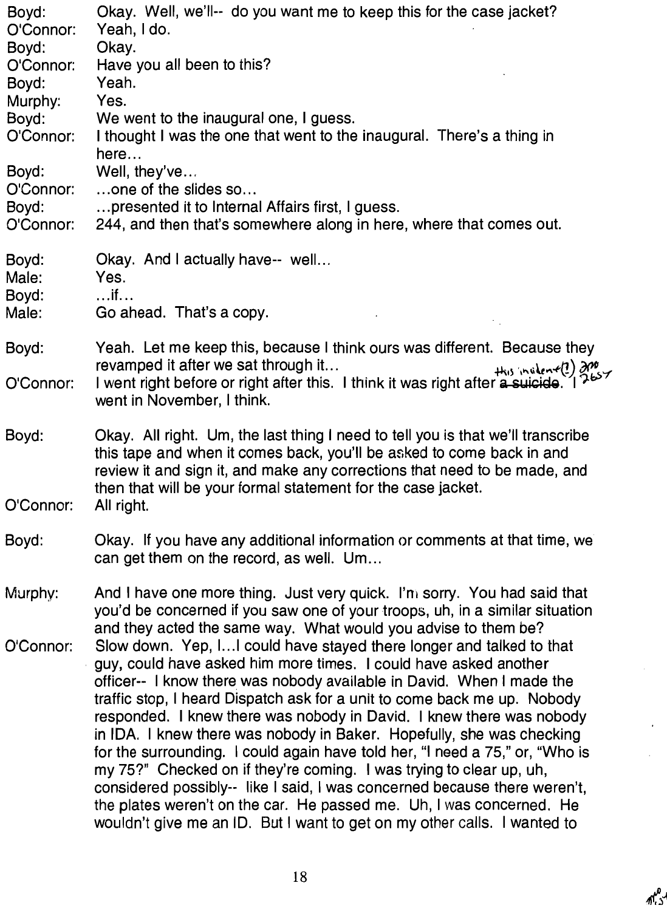Boyd: Okay. Well, we'll-- do you want me to keep this for the case jacket?

O'Connor: Yeah, I do.

Boyd: Okay.

O'Connor: Have you all been to this?

Boyd: Yeah.

Murphy: Yes.

Boyd: We went to the inaugural one, I guess.

O'Connor: I thought I was the one that went to the inaugural. There's a thing in here…

Boyd: Well, they've…

O'Connor: …one of the slides so…

Boyd: …presented it to Internal Affairs first, I guess.

O'Connor: 244, and then that's somewhere along in here, where that comes out.

Boyd: Okay. And I actually have-- well…

Male: Yes.

Boyd: …if…

Male: Go ahead. That's a copy.

Boyd: Yeah. Let me keep this, because I think ours was different. Because they revamped it after we sat through it…

O'Connor: I went right before or right after this. I think it was right after ~~a suicide~~ this incident(?) 2nd 265Y. I went in November, I think.

Boyd: Okay. All right. Um, the last thing I need to tell you is that we'll transcribe this tape and when it comes back, you'll be asked to come back in and review it and sign it, and make any corrections that need to be made, and then that will be your formal statement for the case jacket.

O'Connor: All right.

Boyd: Okay. If you have any additional information or comments at that time, we can get them on the record, as well. Um…

Murphy: And I have one more thing. Just very quick. I'm sorry. You had said that you'd be concerned if you saw one of your troops, uh, in a similar situation and they acted the same way. What would you advise to them be?

O'Connor: Slow down. Yep, I…I could have stayed there longer and talked to that guy, could have asked him more times. I could have asked another officer-- I know there was nobody available in David. When I made the traffic stop, I heard Dispatch ask for a unit to come back me up. Nobody responded. I knew there was nobody in David. I knew there was nobody in IDA. I knew there was nobody in Baker. Hopefully, she was checking for the surrounding. I could again have told her, "I need a 75," or, "Who is my 75?" Checked on if they're coming. I was trying to clear up, uh, considered possibly-- like I said, I was concerned because there weren't, the plates weren't on the car. He passed me. Uh, I was concerned. He wouldn't give me an ID. But I want to get on my other calls. I wanted to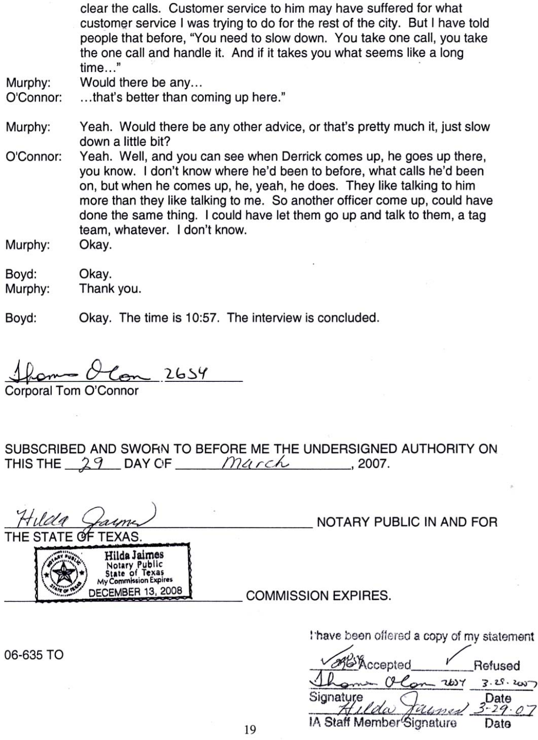clear the calls. Customer service to him may have suffered for what customer service I was trying to do for the rest of the city. But I have told people that before, "You need to slow down. You take one call, you take the one call and handle it. And if it takes you what seems like a long time..."

Murphy: Would there be any...

O'Connor: ...that's better than coming up here."

Murphy: Yeah. Would there be any other advice, or that's pretty much it, just slow down a little bit?

O'Connor: Yeah. Well, and you can see when Derrick comes up, he goes up there, you know. I don't know where he'd been to before, what calls he'd been on, but when he comes up, he, yeah, he does. They like talking to him more than they like talking to me. So another officer come up, could have done the same thing. I could have let them go up and talk to them, a tag team, whatever. I don't know.

Murphy: Okay.

Boyd: Okay.

Murphy: Thank you.

Boyd: Okay. The time is 10:57. The interview is concluded.

Thomas O'Con 2654

Corporal Tom O'Connor

SUBSCRIBED AND SWORN TO BEFORE ME THE UNDERSIGNED AUTHORITY ON THIS THE 29 DAY OF March, 2007.

Hilda Jaimes NOTARY PUBLIC IN AND FOR THE STATE OF TEXAS.

Hilda Jaimes
Notary Public
State of Texas
My Commission Expires
DECEMBER 13, 2008

COMMISSION EXPIRES.

06-635 TO

I have been offered a copy of my statement

Accepted ✓ Refused

Thomas O'Con 2654 3.29.2007

Signature Date

Hilda Jaimes 3-29-07

IA Staff Member Signature Date